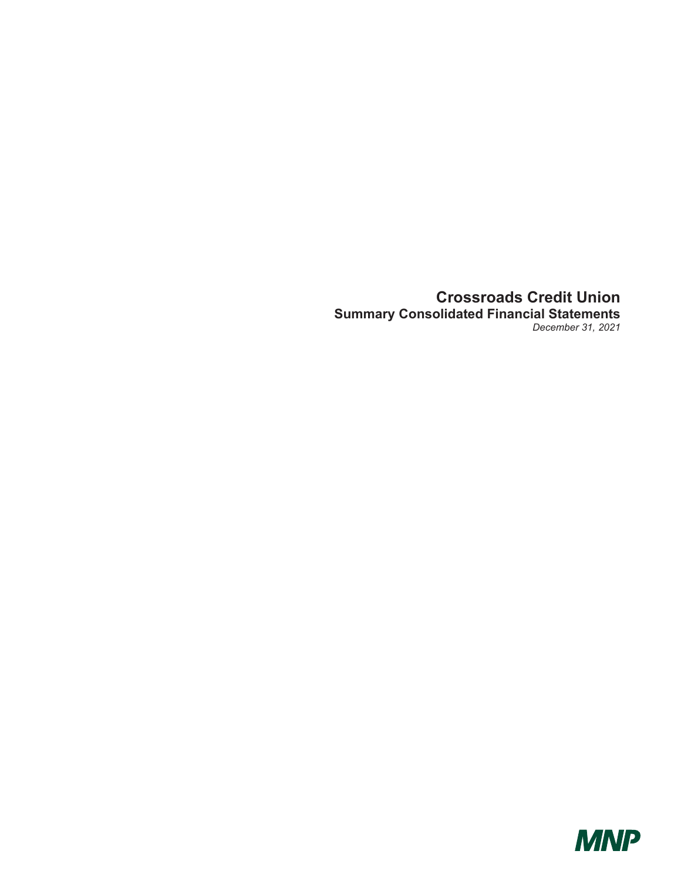# Crossroads Credit Union

## Summary Consolidated Financial Statements

*December 31, 2021*

MNP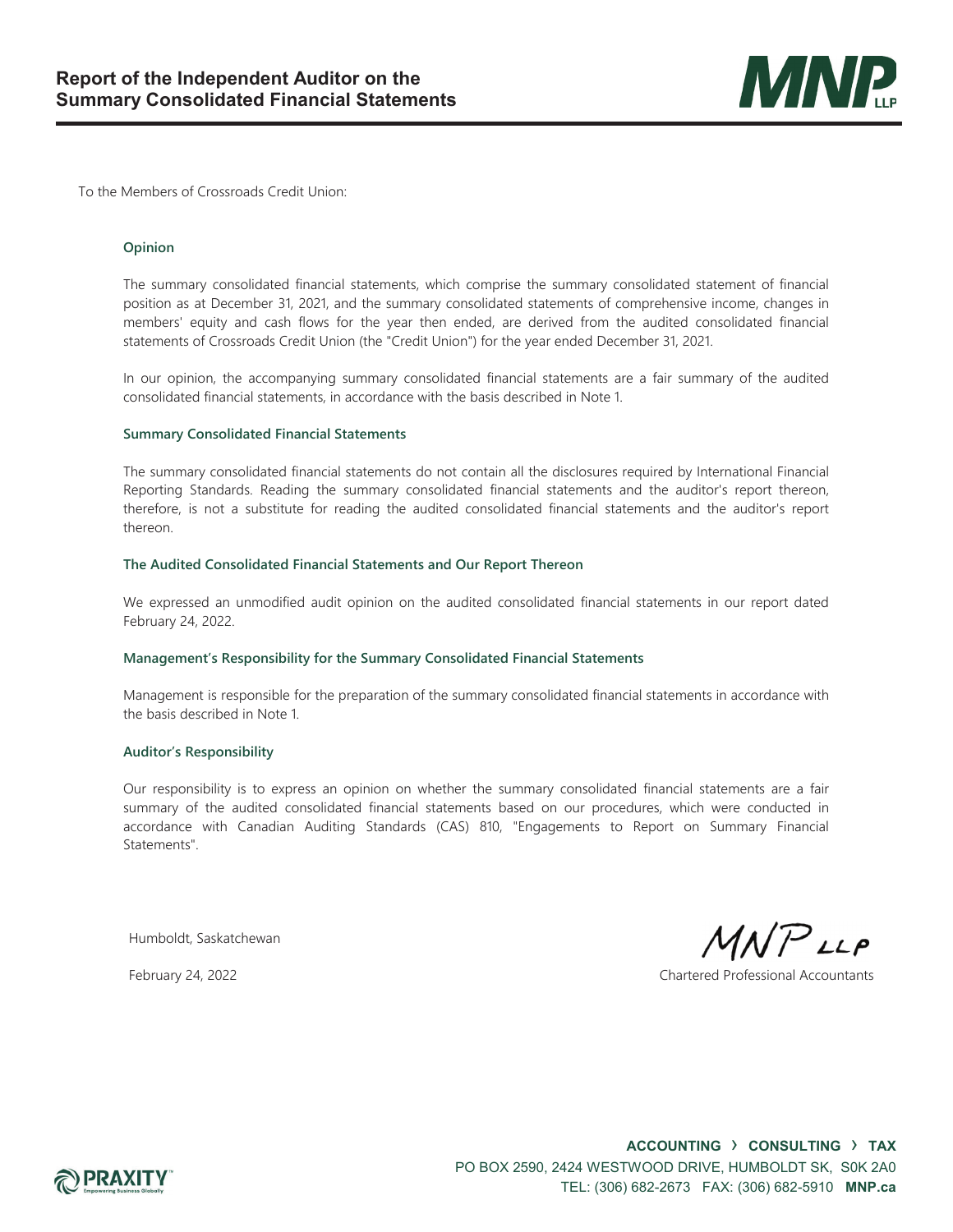# Report of the Independent Auditor on the Summary Consolidated Financial Statements

To the Members of Crossroads Credit Union:

### Opinion

The summary consolidated financial statements, which comprise the summary consolidated statement of financial position as at December 31, 2021, and the summary consolidated statements of comprehensive income, changes in members' equity and cash flows for the year then ended, are derived from the audited consolidated financial statements of Crossroads Credit Union (the "Credit Union") for the year ended December 31, 2021.

In our opinion, the accompanying summary consolidated financial statements are a fair summary of the audited consolidated financial statements, in accordance with the basis described in Note 1.

### Summary Consolidated Financial Statements

The summary consolidated financial statements do not contain all the disclosures required by International Financial Reporting Standards. Reading the summary consolidated financial statements and the auditor's report thereon, therefore, is not a substitute for reading the audited consolidated financial statements and the auditor's report thereon.

### The Audited Consolidated Financial Statements and Our Report Thereon

We expressed an unmodified audit opinion on the audited consolidated financial statements in our report dated February 24, 2022.

### Management's Responsibility for the Summary Consolidated Financial Statements

Management is responsible for the preparation of the summary consolidated financial statements in accordance with the basis described in Note 1.

### Auditor's Responsibility

Our responsibility is to express an opinion on whether the summary consolidated financial statements are a fair summary of the audited consolidated financial statements based on our procedures, which were conducted in accordance with Canadian Auditing Standards (CAS) 810, "Engagements to Report on Summary Financial Statements".

Humboldt, Saskatchewan

February 24, 2022

MNP LLP

Chartered Professional Accountants

ACCOUNTING › CONSULTING › TAX
PO BOX 2590, 2424 WESTWOOD DRIVE, HUMBOLDT SK, S0K 2A0
TEL: (306) 682-2673 FAX: (306) 682-5910 **MNP.ca**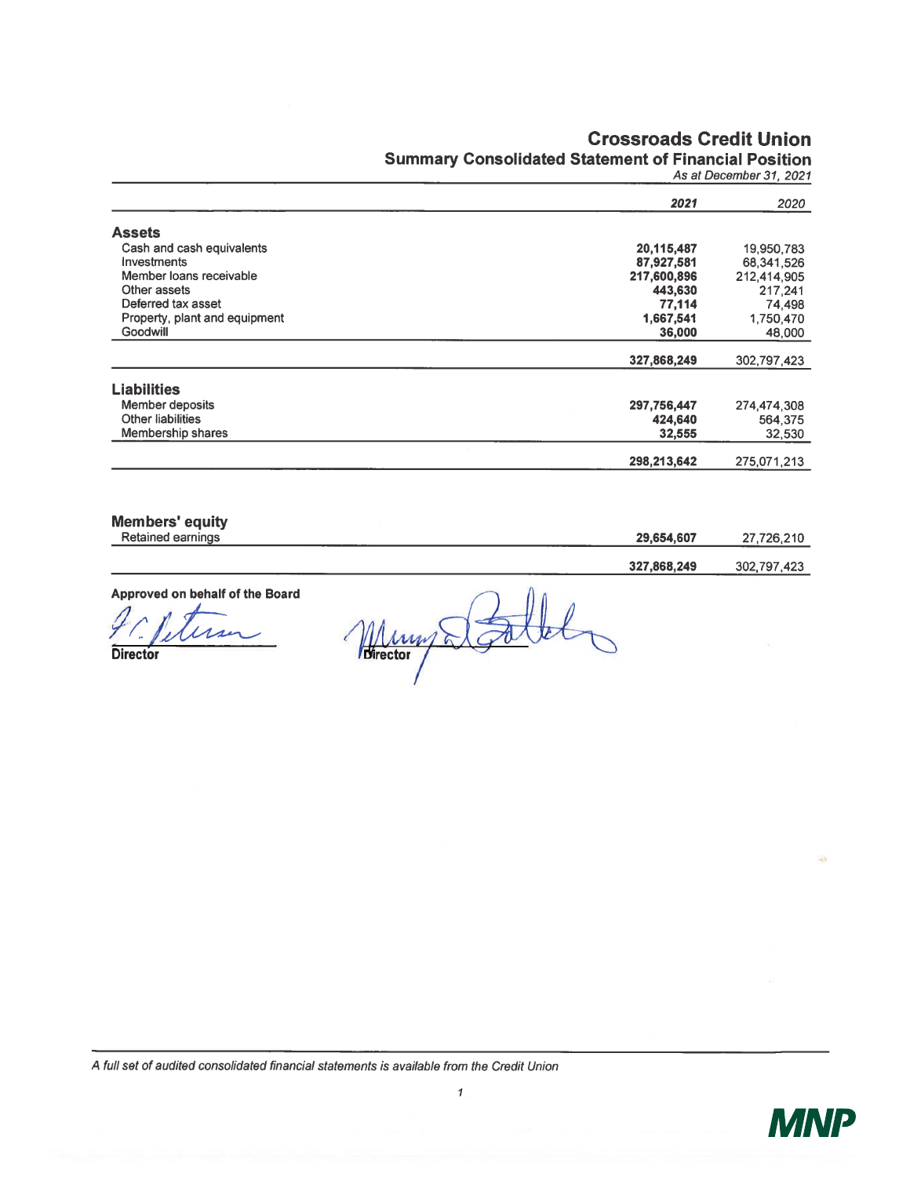# Crossroads Credit Union

## Summary Consolidated Statement of Financial Position

*As at December 31, 2021*

| | ***2021*** | *2020* |
|---|---|---|
| **Assets** | | |
| Cash and cash equivalents | **20,115,487** | 19,950,783 |
| Investments | **87,927,581** | 68,341,526 |
| Member loans receivable | **217,600,896** | 212,414,905 |
| Other assets | **443,630** | 217,241 |
| Deferred tax asset | **77,114** | 74,498 |
| Property, plant and equipment | **1,667,541** | 1,750,470 |
| Goodwill | **36,000** | 48,000 |
| | **327,868,249** | 302,797,423 |
| **Liabilities** | | |
| Member deposits | **297,756,447** | 274,474,308 |
| Other liabilities | **424,640** | 564,375 |
| Membership shares | **32,555** | 32,530 |
| | **298,213,642** | 275,071,213 |
| **Members' equity** | | |
| Retained earnings | **29,654,607** | 27,726,210 |
| | **327,868,249** | 302,797,423 |

**Approved on behalf of the Board**

**Director** **Director**

*A full set of audited consolidated financial statements is available from the Credit Union*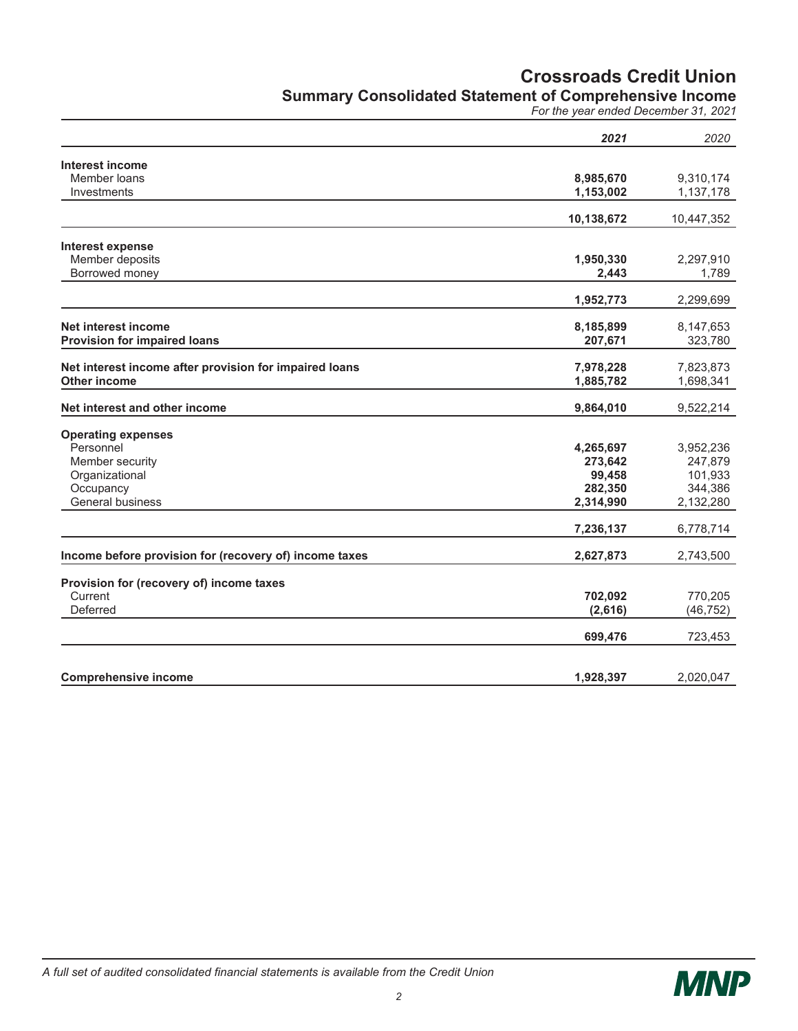# Crossroads Credit Union

## Summary Consolidated Statement of Comprehensive Income

*For the year ended December 31, 2021*

| | *2021* | *2020* |
|---|---|---|
| **Interest income** | | |
| Member loans | **8,985,670** | 9,310,174 |
| Investments | **1,153,002** | 1,137,178 |
| | **10,138,672** | 10,447,352 |
| **Interest expense** | | |
| Member deposits | **1,950,330** | 2,297,910 |
| Borrowed money | **2,443** | 1,789 |
| | **1,952,773** | 2,299,699 |
| **Net interest income** | **8,185,899** | 8,147,653 |
| **Provision for impaired loans** | **207,671** | 323,780 |
| **Net interest income after provision for impaired loans** | **7,978,228** | 7,823,873 |
| **Other income** | **1,885,782** | 1,698,341 |
| **Net interest and other income** | **9,864,010** | 9,522,214 |
| **Operating expenses** | | |
| Personnel | **4,265,697** | 3,952,236 |
| Member security | **273,642** | 247,879 |
| Organizational | **99,458** | 101,933 |
| Occupancy | **282,350** | 344,386 |
| General business | **2,314,990** | 2,132,280 |
| | **7,236,137** | 6,778,714 |
| **Income before provision for (recovery of) income taxes** | **2,627,873** | 2,743,500 |
| **Provision for (recovery of) income taxes** | | |
| Current | **702,092** | 770,205 |
| Deferred | **(2,616)** | (46,752) |
| | **699,476** | 723,453 |
| **Comprehensive income** | **1,928,397** | 2,020,047 |

*A full set of audited consolidated financial statements is available from the Credit Union*

MNP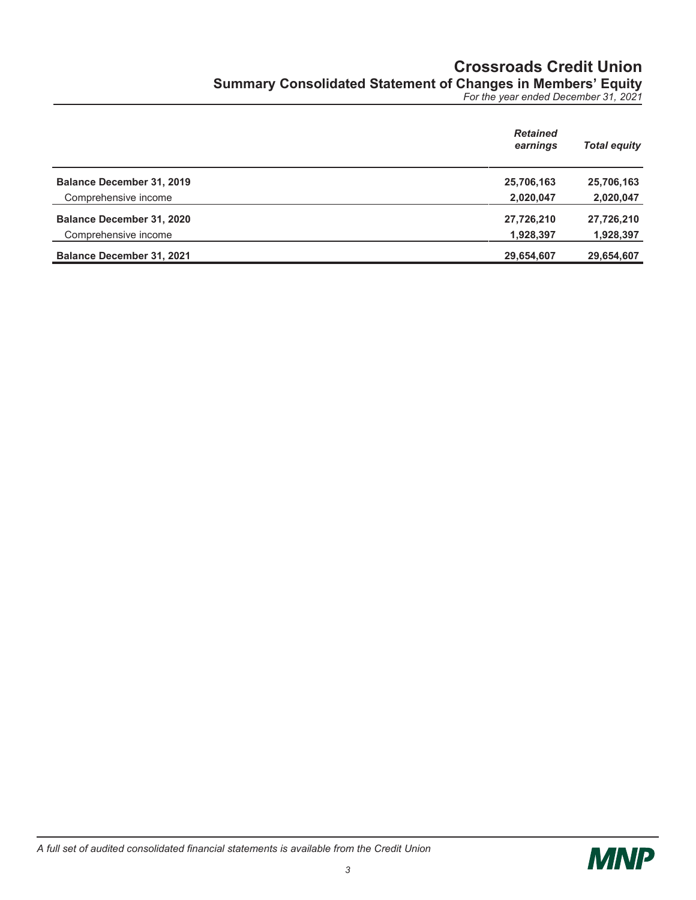# Crossroads Credit Union

## Summary Consolidated Statement of Changes in Members' Equity

*For the year ended December 31, 2021*

| | *Retained earnings* | *Total equity* |
|---|---|---|
| **Balance December 31, 2019** | **25,706,163** | **25,706,163** |
| Comprehensive income | **2,020,047** | **2,020,047** |
| **Balance December 31, 2020** | **27,726,210** | **27,726,210** |
| Comprehensive income | **1,928,397** | **1,928,397** |
| **Balance December 31, 2021** | **29,654,607** | **29,654,607** |

*A full set of audited consolidated financial statements is available from the Credit Union*

MNP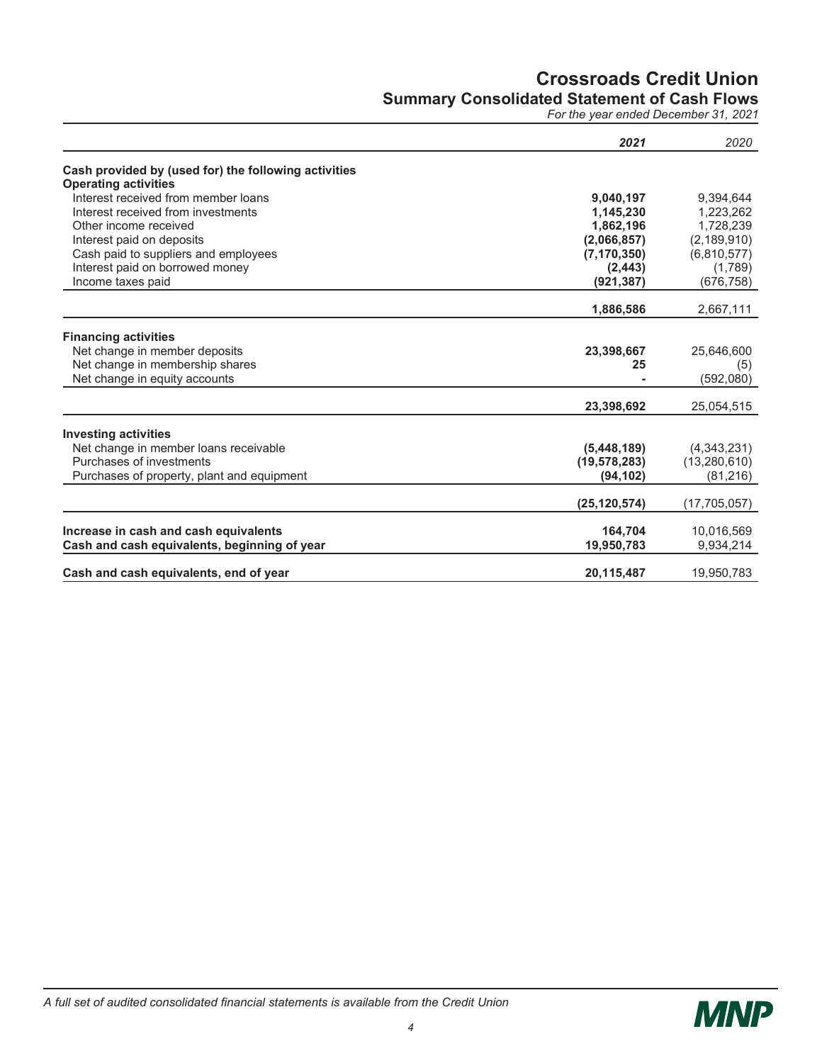# Crossroads Credit Union

## Summary Consolidated Statement of Cash Flows

*For the year ended December 31, 2021*

| | **2021** | 2020 |
|---|---|---|
| **Cash provided by (used for) the following activities** | | |
| **Operating activities** | | |
| Interest received from member loans | **9,040,197** | 9,394,644 |
| Interest received from investments | **1,145,230** | 1,223,262 |
| Other income received | **1,862,196** | 1,728,239 |
| Interest paid on deposits | **(2,066,857)** | (2,189,910) |
| Cash paid to suppliers and employees | **(7,170,350)** | (6,810,577) |
| Interest paid on borrowed money | **(2,443)** | (1,789) |
| Income taxes paid | **(921,387)** | (676,758) |
| | **1,886,586** | 2,667,111 |
| **Financing activities** | | |
| Net change in member deposits | **23,398,667** | 25,646,600 |
| Net change in membership shares | **25** | (5) |
| Net change in equity accounts | **-** | (592,080) |
| | **23,398,692** | 25,054,515 |
| **Investing activities** | | |
| Net change in member loans receivable | **(5,448,189)** | (4,343,231) |
| Purchases of investments | **(19,578,283)** | (13,280,610) |
| Purchases of property, plant and equipment | **(94,102)** | (81,216) |
| | **(25,120,574)** | (17,705,057) |
| **Increase in cash and cash equivalents** | **164,704** | 10,016,569 |
| **Cash and cash equivalents, beginning of year** | **19,950,783** | 9,934,214 |
| **Cash and cash equivalents, end of year** | **20,115,487** | 19,950,783 |

*A full set of audited consolidated financial statements is available from the Credit Union*

MNP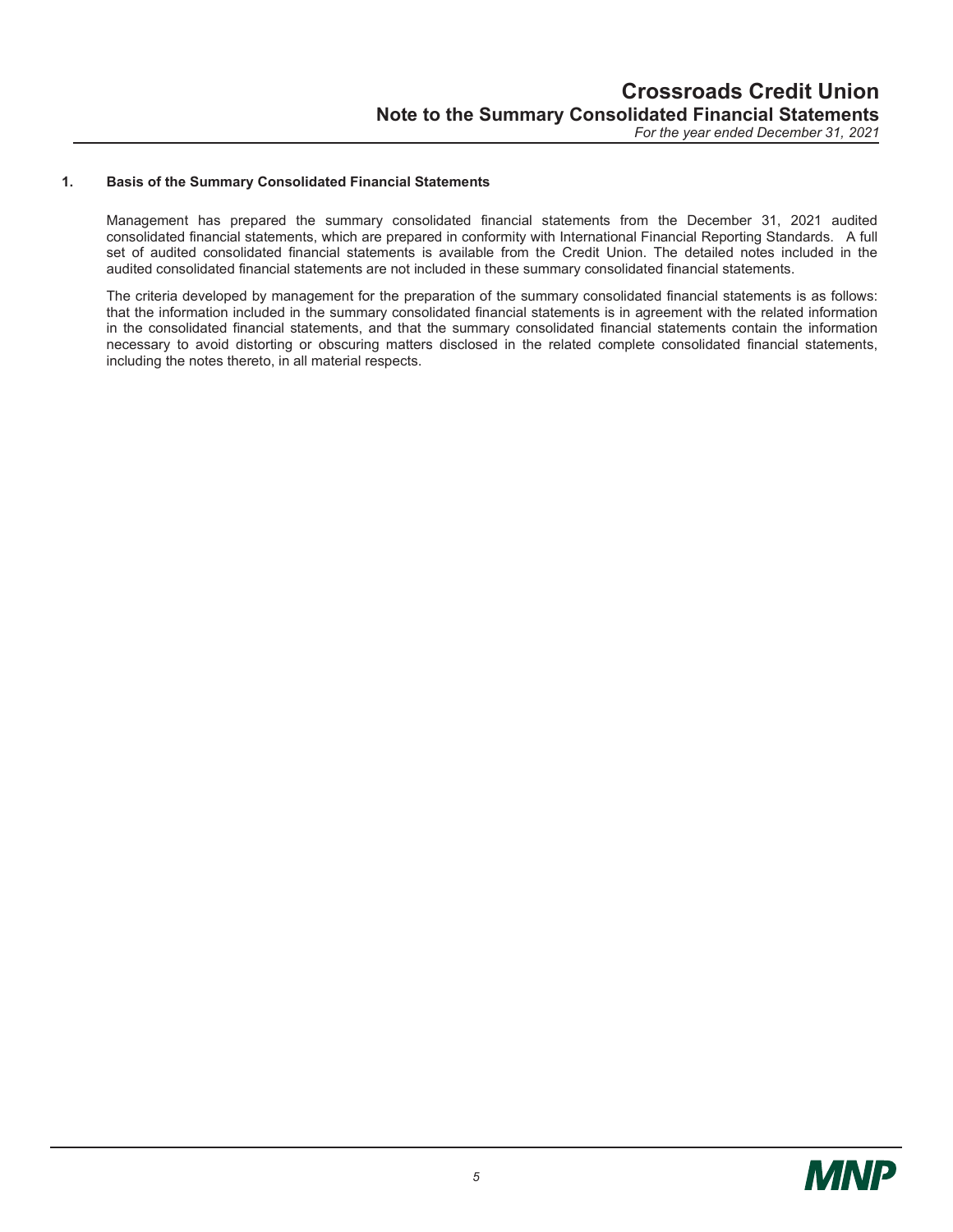# Crossroads Credit Union
## Note to the Summary Consolidated Financial Statements
*For the year ended December 31, 2021*

### 1. Basis of the Summary Consolidated Financial Statements

Management has prepared the summary consolidated financial statements from the December 31, 2021 audited consolidated financial statements, which are prepared in conformity with International Financial Reporting Standards. A full set of audited consolidated financial statements is available from the Credit Union. The detailed notes included in the audited consolidated financial statements are not included in these summary consolidated financial statements.

The criteria developed by management for the preparation of the summary consolidated financial statements is as follows: that the information included in the summary consolidated financial statements is in agreement with the related information in the consolidated financial statements, and that the summary consolidated financial statements contain the information necessary to avoid distorting or obscuring matters disclosed in the related complete consolidated financial statements, including the notes thereto, in all material respects.